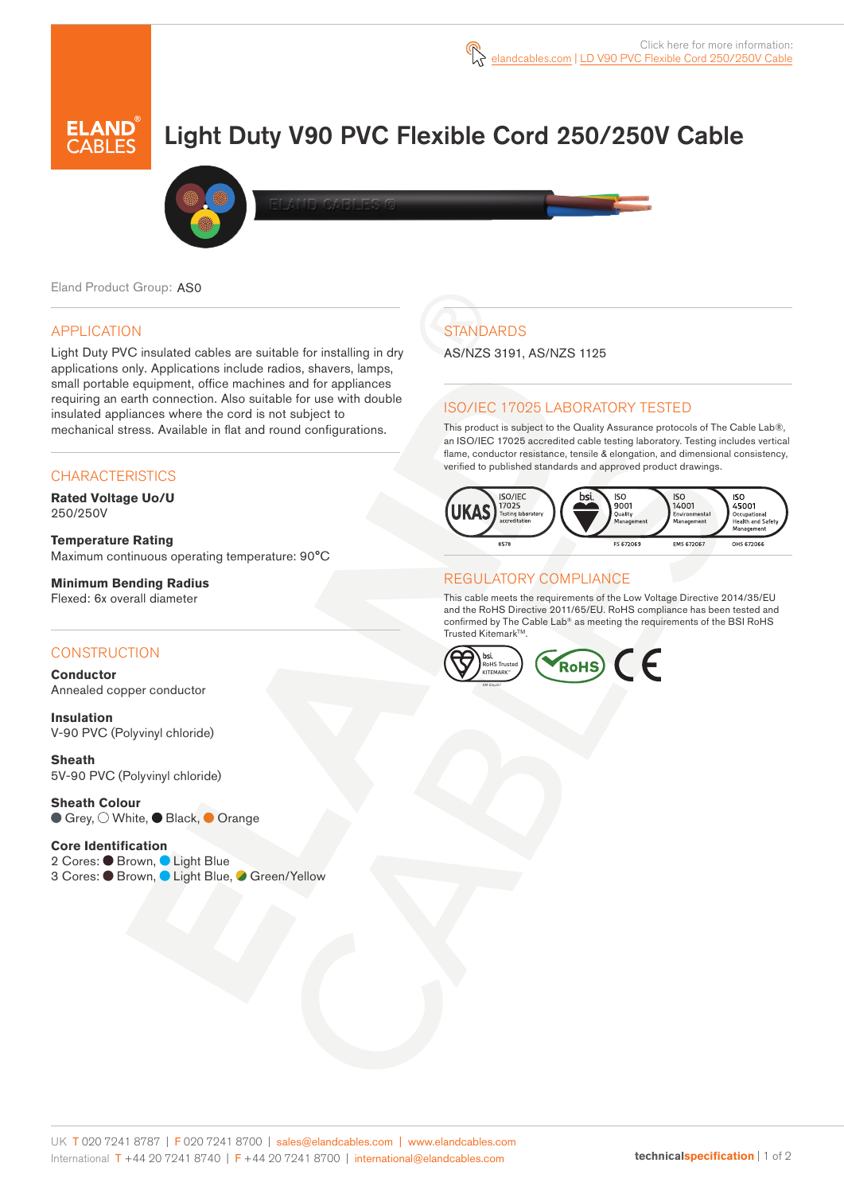Click here for more information: elandcables.com | LD V90 PVC Flexible Cord 250/250V Cable

# Light Duty V90 PVC Flexible Cord 250/250V Cable

Eland Product Group: AS0

## APPLICATION

Light Duty PVC insulated cables are suitable for installing in dry applications only. Applications include radios, shavers, lamps, small portable equipment, office machines and for appliances requiring an earth connection. Also suitable for use with double insulated appliances where the cord is not subject to mechanical stress. Available in flat and round configurations.

## CHARACTERISTICS

**Rated Voltage Uo/U**
250/250V

**Temperature Rating**
Maximum continuous operating temperature: 90°C

**Minimum Bending Radius**
Flexed: 6x overall diameter

## CONSTRUCTION

**Conductor**
Annealed copper conductor

**Insulation**
V-90 PVC (Polyvinyl chloride)

**Sheath**
5V-90 PVC (Polyvinyl chloride)

**Sheath Colour**
Grey, White, Black, Orange

**Core Identification**
2 Cores: Brown, Light Blue
3 Cores: Brown, Light Blue, Green/Yellow

## STANDARDS

AS/NZS 3191, AS/NZS 1125

## ISO/IEC 17025 LABORATORY TESTED

This product is subject to the Quality Assurance protocols of The Cable Lab®, an ISO/IEC 17025 accredited cable testing laboratory. Testing includes vertical flame, conductor resistance, tensile & elongation, and dimensional consistency, verified to published standards and approved product drawings.

UKAS ISO/IEC 17025 Testing laboratory accreditation 8578 | bsi. ISO 9001 Quality Management FS 672069 | ISO 14001 Environmental Management EMS 672067 | ISO 45001 Occupational Health and Safety Management OHS 672066

## REGULATORY COMPLIANCE

This cable meets the requirements of the Low Voltage Directive 2014/35/EU and the RoHS Directive 2011/65/EU. RoHS compliance has been tested and confirmed by The Cable Lab® as meeting the requirements of the BSI RoHS Trusted Kitemark™.

bsi. RoHS Trusted KITEMARK™ | RoHS | CE

UK T 020 7241 8787 | F 020 7241 8700 | sales@elandcables.com | www.elandcables.com
International T +44 20 7241 8740 | F +44 20 7241 8700 | international@elandcables.com

technicalspecification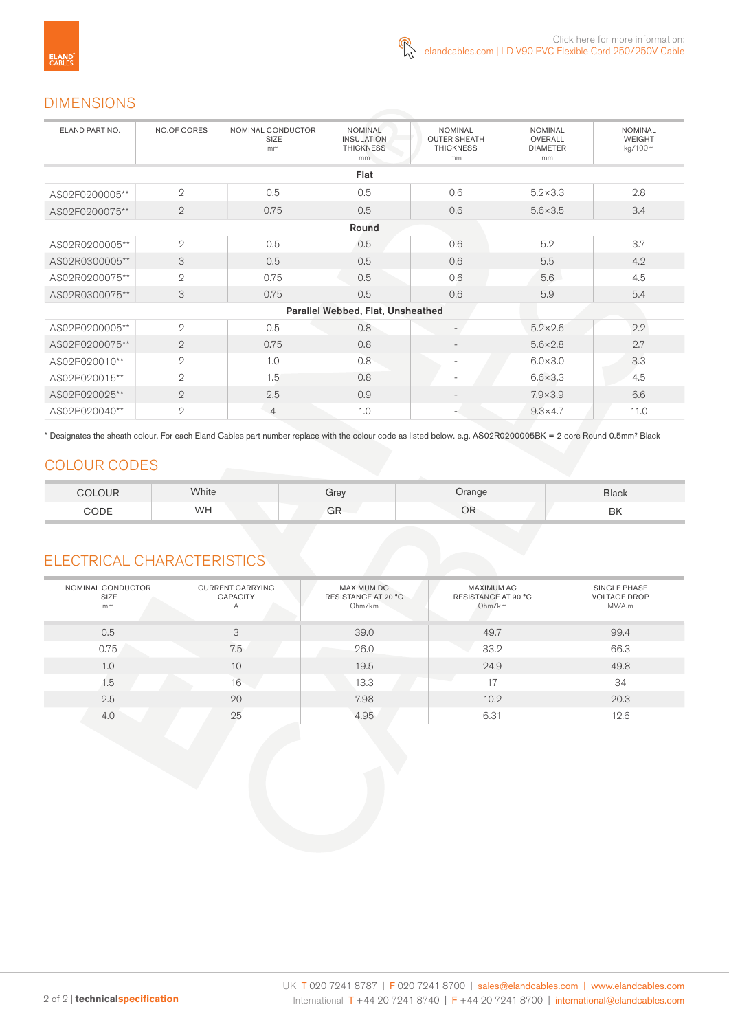Click here for more information:
elandcables.com | LD V90 PVC Flexible Cord 250/250V Cable

## DIMENSIONS

| ELAND PART NO. | NO.OF CORES | NOMINAL CONDUCTOR SIZE mm | NOMINAL INSULATION THICKNESS mm | NOMINAL OUTER SHEATH THICKNESS mm | NOMINAL OVERALL DIAMETER mm | NOMINAL WEIGHT kg/100m |
|---|---|---|---|---|---|---|
| **Flat** | | | | | | |
| AS02F0200005** | 2 | 0.5 | 0.5 | 0.6 | 5.2×3.3 | 2.8 |
| AS02F0200075** | 2 | 0.75 | 0.5 | 0.6 | 5.6×3.5 | 3.4 |
| **Round** | | | | | | |
| AS02R0200005** | 2 | 0.5 | 0.5 | 0.6 | 5.2 | 3.7 |
| AS02R0300005** | 3 | 0.5 | 0.5 | 0.6 | 5.5 | 4.2 |
| AS02R0200075** | 2 | 0.75 | 0.5 | 0.6 | 5.6 | 4.5 |
| AS02R0300075** | 3 | 0.75 | 0.5 | 0.6 | 5.9 | 5.4 |
| **Parallel Webbed, Flat, Unsheathed** | | | | | | |
| AS02P0200005** | 2 | 0.5 | 0.8 | - | 5.2×2.6 | 2.2 |
| AS02P0200075** | 2 | 0.75 | 0.8 | - | 5.6×2.8 | 2.7 |
| AS02P020010** | 2 | 1.0 | 0.8 | - | 6.0×3.0 | 3.3 |
| AS02P020015** | 2 | 1.5 | 0.8 | - | 6.6×3.3 | 4.5 |
| AS02P020025** | 2 | 2.5 | 0.9 | - | 7.9×3.9 | 6.6 |
| AS02P020040** | 2 | 4 | 1.0 | - | 9.3×4.7 | 11.0 |

* Designates the sheath colour. For each Eland Cables part number replace with the colour code as listed below. e.g. AS02R0200005BK = 2 core Round 0.5mm² Black

## COLOUR CODES

| COLOUR | White | Grey | Orange | Black |
|---|---|---|---|---|
| CODE | WH | GR | OR | BK |

## ELECTRICAL CHARACTERISTICS

| NOMINAL CONDUCTOR SIZE mm | CURRENT CARRYING CAPACITY A | MAXIMUM DC RESISTANCE AT 20 °C Ohm/km | MAXIMUM AC RESISTANCE AT 90 °C Ohm/km | SINGLE PHASE VOLTAGE DROP MV/A.m |
|---|---|---|---|---|
| 0.5 | 3 | 39.0 | 49.7 | 99.4 |
| 0.75 | 7.5 | 26.0 | 33.2 | 66.3 |
| 1.0 | 10 | 19.5 | 24.9 | 49.8 |
| 1.5 | 16 | 13.3 | 17 | 34 |
| 2.5 | 20 | 7.98 | 10.2 | 20.3 |
| 4.0 | 25 | 4.95 | 6.31 | 12.6 |

UK T 020 7241 8787 | F 020 7241 8700 | sales@elandcables.com | www.elandcables.com
International T +44 20 7241 8740 | F +44 20 7241 8700 | international@elandcables.com